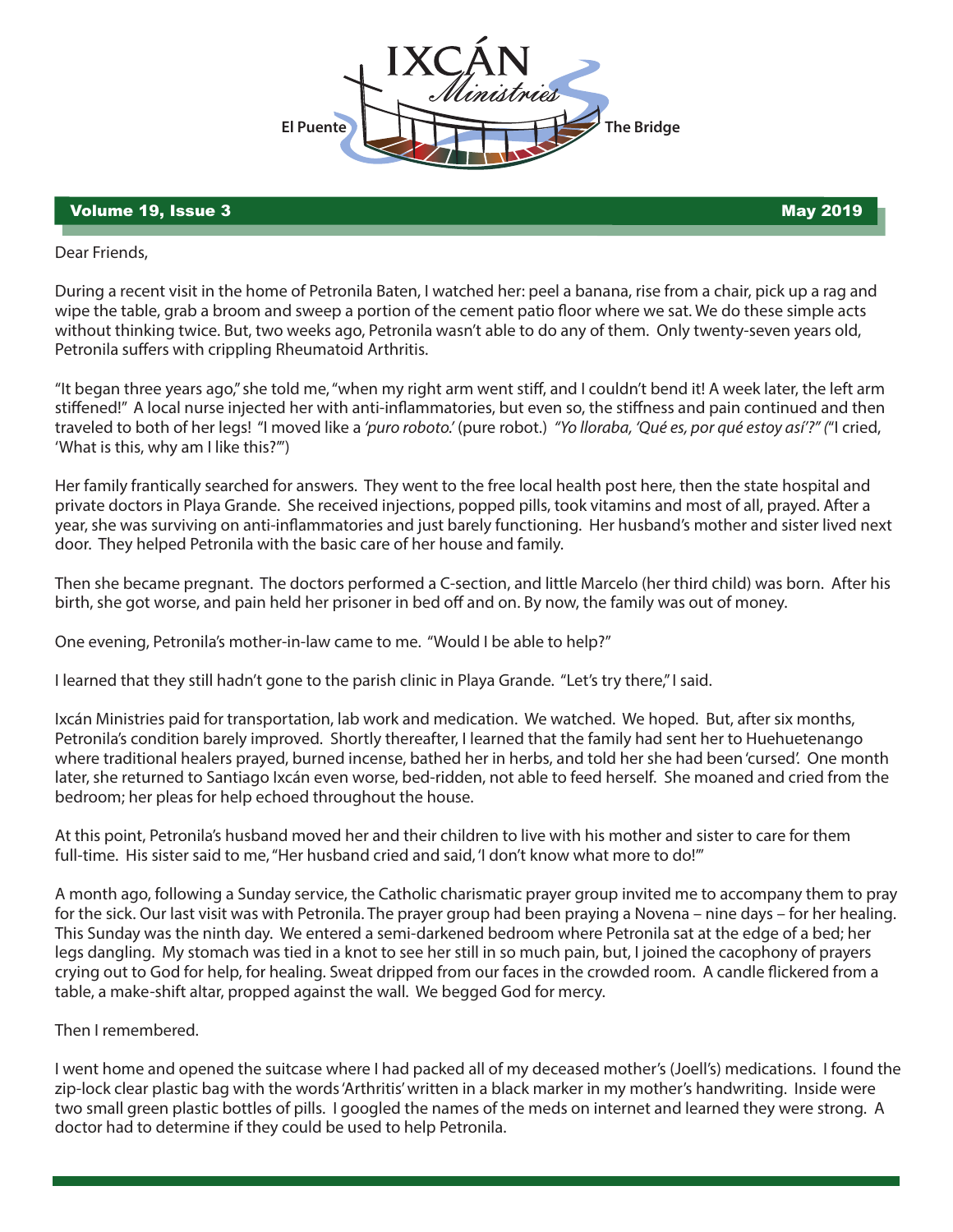# IXCÁN Ministries

El Puente — The Bridge

**Volume 19, Issue 3** — **May 2019**

Dear Friends,

During a recent visit in the home of Petronila Baten, I watched her: peel a banana, rise from a chair, pick up a rag and wipe the table, grab a broom and sweep a portion of the cement patio floor where we sat. We do these simple acts without thinking twice. But, two weeks ago, Petronila wasn't able to do any of them. Only twenty-seven years old, Petronila suffers with crippling Rheumatoid Arthritis.

"It began three years ago," she told me, "when my right arm went stiff, and I couldn't bend it! A week later, the left arm stiffened!" A local nurse injected her with anti-inflammatories, but even so, the stiffness and pain continued and then traveled to both of her legs! "I moved like a *'puro roboto.'* (pure robot.) *"Yo lloraba, 'Qué es, por qué estoy así'?"* ("I cried, 'What is this, why am I like this?'")

Her family frantically searched for answers. They went to the free local health post here, then the state hospital and private doctors in Playa Grande. She received injections, popped pills, took vitamins and most of all, prayed. After a year, she was surviving on anti-inflammatories and just barely functioning. Her husband's mother and sister lived next door. They helped Petronila with the basic care of her house and family.

Then she became pregnant. The doctors performed a C-section, and little Marcelo (her third child) was born. After his birth, she got worse, and pain held her prisoner in bed off and on. By now, the family was out of money.

One evening, Petronila's mother-in-law came to me. "Would I be able to help?"

I learned that they still hadn't gone to the parish clinic in Playa Grande. "Let's try there," I said.

Ixcán Ministries paid for transportation, lab work and medication. We watched. We hoped. But, after six months, Petronila's condition barely improved. Shortly thereafter, I learned that the family had sent her to Huehuetenango where traditional healers prayed, burned incense, bathed her in herbs, and told her she had been 'cursed'. One month later, she returned to Santiago Ixcán even worse, bed-ridden, not able to feed herself. She moaned and cried from the bedroom; her pleas for help echoed throughout the house.

At this point, Petronila's husband moved her and their children to live with his mother and sister to care for them full-time. His sister said to me, "Her husband cried and said, 'I don't know what more to do!'"

A month ago, following a Sunday service, the Catholic charismatic prayer group invited me to accompany them to pray for the sick. Our last visit was with Petronila. The prayer group had been praying a Novena – nine days – for her healing. This Sunday was the ninth day. We entered a semi-darkened bedroom where Petronila sat at the edge of a bed; her legs dangling. My stomach was tied in a knot to see her still in so much pain, but, I joined the cacophony of prayers crying out to God for help, for healing. Sweat dripped from our faces in the crowded room. A candle flickered from a table, a make-shift altar, propped against the wall. We begged God for mercy.

Then I remembered.

I went home and opened the suitcase where I had packed all of my deceased mother's (Joell's) medications. I found the zip-lock clear plastic bag with the words 'Arthritis' written in a black marker in my mother's handwriting. Inside were two small green plastic bottles of pills. I googled the names of the meds on internet and learned they were strong. A doctor had to determine if they could be used to help Petronila.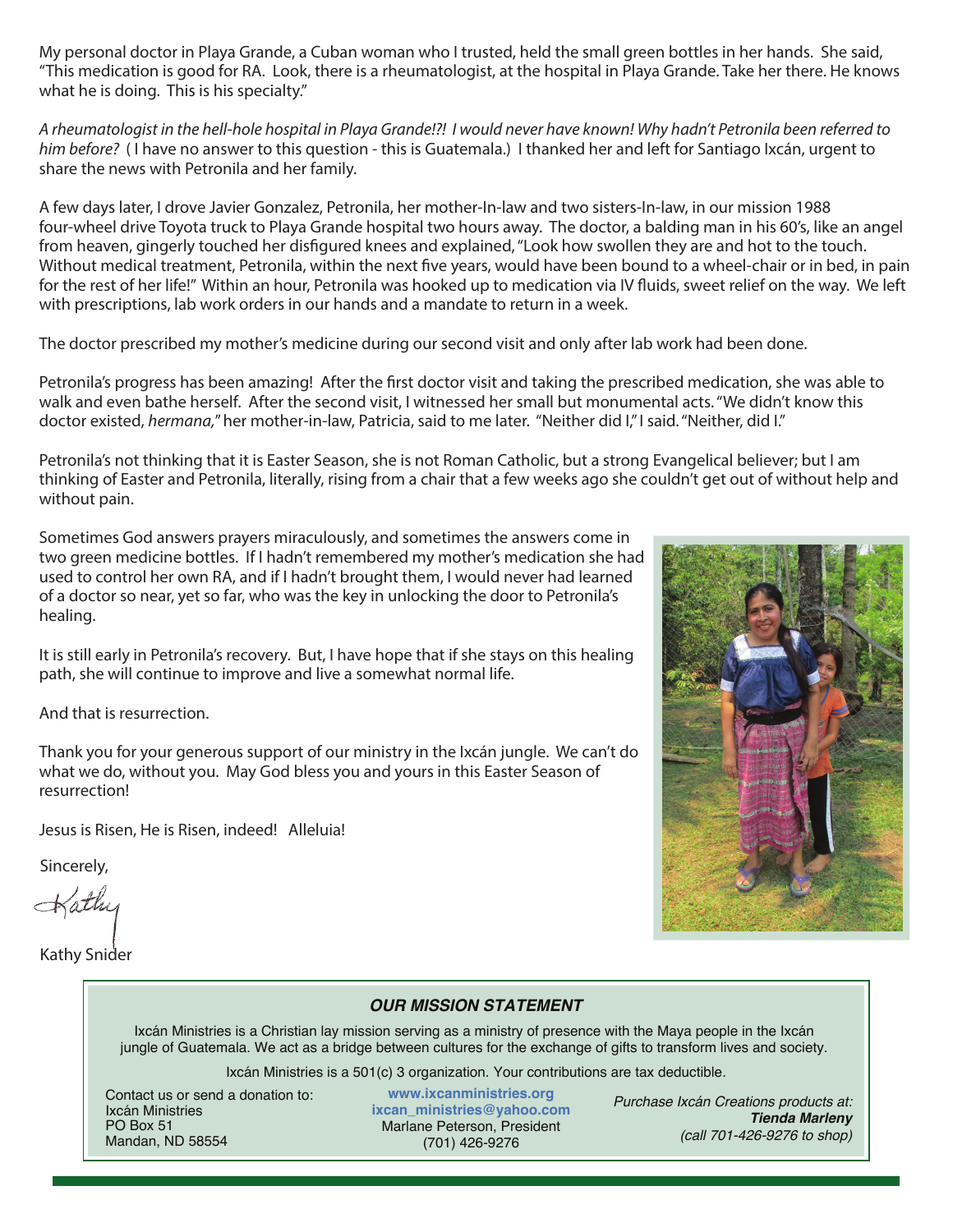My personal doctor in Playa Grande, a Cuban woman who I trusted, held the small green bottles in her hands. She said, "This medication is good for RA. Look, there is a rheumatologist, at the hospital in Playa Grande. Take her there. He knows what he is doing. This is his specialty."

*A rheumatologist in the hell-hole hospital in Playa Grande!?! I would never have known! Why hadn't Petronila been referred to him before?* ( I have no answer to this question - this is Guatemala.) I thanked her and left for Santiago Ixcán, urgent to share the news with Petronila and her family.

A few days later, I drove Javier Gonzalez, Petronila, her mother-In-law and two sisters-In-law, in our mission 1988 four-wheel drive Toyota truck to Playa Grande hospital two hours away. The doctor, a balding man in his 60's, like an angel from heaven, gingerly touched her disfigured knees and explained, "Look how swollen they are and hot to the touch. Without medical treatment, Petronila, within the next five years, would have been bound to a wheel-chair or in bed, in pain for the rest of her life!" Within an hour, Petronila was hooked up to medication via IV fluids, sweet relief on the way. We left with prescriptions, lab work orders in our hands and a mandate to return in a week.

The doctor prescribed my mother's medicine during our second visit and only after lab work had been done.

Petronila's progress has been amazing! After the first doctor visit and taking the prescribed medication, she was able to walk and even bathe herself. After the second visit, I witnessed her small but monumental acts. "We didn't know this doctor existed, *hermana,*" her mother-in-law, Patricia, said to me later. "Neither did I," I said. "Neither, did I."

Petronila's not thinking that it is Easter Season, she is not Roman Catholic, but a strong Evangelical believer; but I am thinking of Easter and Petronila, literally, rising from a chair that a few weeks ago she couldn't get out of without help and without pain.

Sometimes God answers prayers miraculously, and sometimes the answers come in two green medicine bottles. If I hadn't remembered my mother's medication she had used to control her own RA, and if I hadn't brought them, I would never had learned of a doctor so near, yet so far, who was the key in unlocking the door to Petronila's healing.

It is still early in Petronila's recovery. But, I have hope that if she stays on this healing path, she will continue to improve and live a somewhat normal life.

And that is resurrection.

Thank you for your generous support of our ministry in the Ixcán jungle. We can't do what we do, without you. May God bless you and yours in this Easter Season of resurrection!

Jesus is Risen, He is Risen, indeed! Alleluia!

Sincerely,

Kathy

Kathy Snider

### *OUR MISSION STATEMENT*

Ixcán Ministries is a Christian lay mission serving as a ministry of presence with the Maya people in the Ixcán jungle of Guatemala. We act as a bridge between cultures for the exchange of gifts to transform lives and society.

Ixcán Ministries is a 501(c) 3 organization. Your contributions are tax deductible.

Contact us or send a donation to:
Ixcán Ministries
PO Box 51
Mandan, ND 58554

**www.ixcanministries.org**
**ixcan_ministries@yahoo.com**
Marlane Peterson, President
(701) 426-9276

*Purchase Ixcán Creations products at:*
***Tienda Marleny***
*(call 701-426-9276 to shop)*